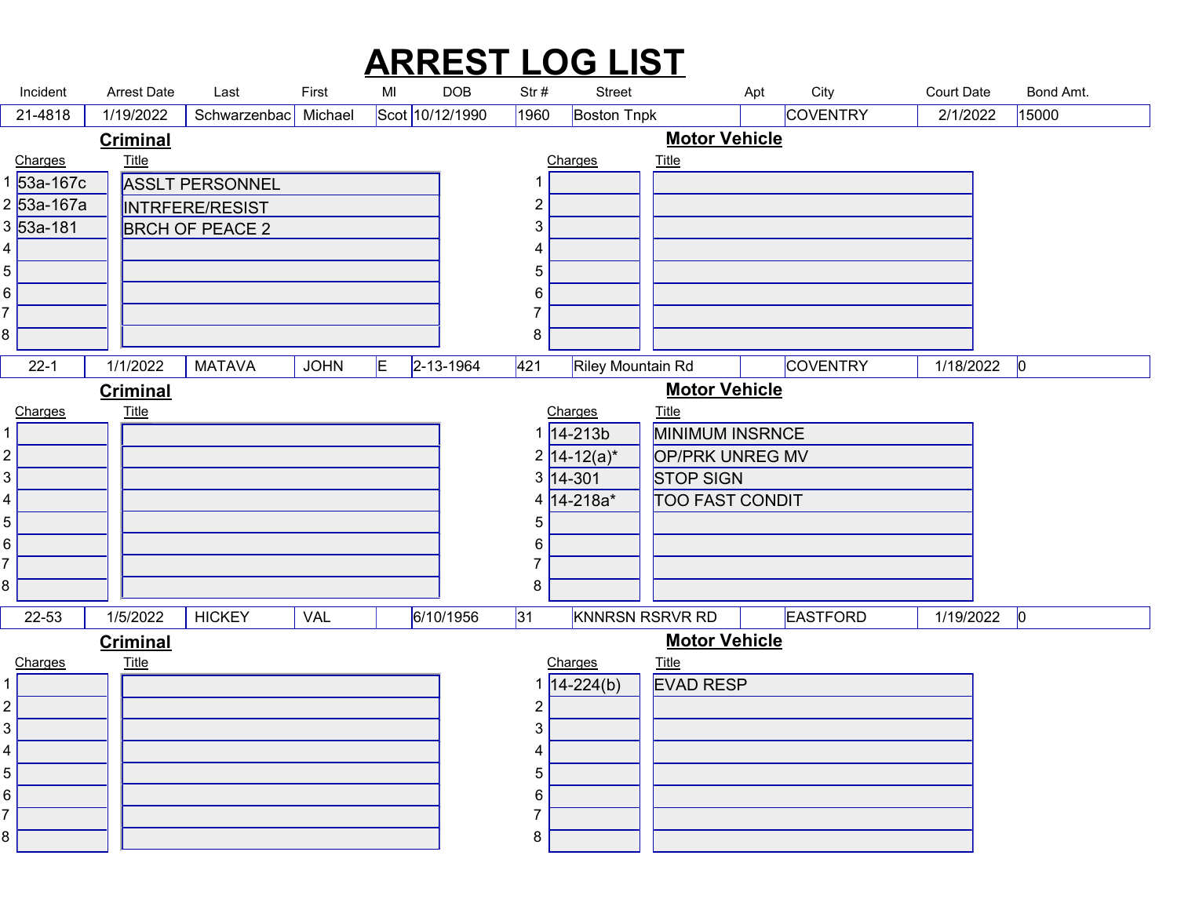# ARREST LOG LIST

| Incident | Arrest Date | Last | First | MI | DOB | Str # | Street | Apt | City | Court Date | Bond Amt. |
|---|---|---|---|---|---|---|---|---|---|---|---|
| 21-4818 | 1/19/2022 | Schwarzenbac | Michael | Scot | 10/12/1990 | 1960 | Boston Tnpk | | COVENTRY | 2/1/2022 | 15000 |

**Criminal**

| | Charges | Title |
|---|---|---|
| 1 | 53a-167c | ASSLT PERSONNEL |
| 2 | 53a-167a | INTRFERE/RESIST |
| 3 | 53a-181 | BRCH OF PEACE 2 |
| 4 | | |
| 5 | | |
| 6 | | |
| 7 | | |
| 8 | | |

**Motor Vehicle**

| | Charges | Title |
|---|---|---|
| 1 | | |
| 2 | | |
| 3 | | |
| 4 | | |
| 5 | | |
| 6 | | |
| 7 | | |
| 8 | | |

| Incident | Arrest Date | Last | First | MI | DOB | Str # | Street | Apt | City | Court Date | Bond Amt. |
|---|---|---|---|---|---|---|---|---|---|---|---|
| 22-1 | 1/1/2022 | MATAVA | JOHN | E | 2-13-1964 | 421 | Riley Mountain Rd | | COVENTRY | 1/18/2022 | 0 |

**Criminal**

| | Charges | Title |
|---|---|---|
| 1 | | |
| 2 | | |
| 3 | | |
| 4 | | |
| 5 | | |
| 6 | | |
| 7 | | |
| 8 | | |

**Motor Vehicle**

| | Charges | Title |
|---|---|---|
| 1 | 14-213b | MINIMUM INSRNCE |
| 2 | 14-12(a)* | OP/PRK UNREG MV |
| 3 | 14-301 | STOP SIGN |
| 4 | 14-218a* | TOO FAST CONDIT |
| 5 | | |
| 6 | | |
| 7 | | |
| 8 | | |

| Incident | Arrest Date | Last | First | MI | DOB | Str # | Street | Apt | City | Court Date | Bond Amt. |
|---|---|---|---|---|---|---|---|---|---|---|---|
| 22-53 | 1/5/2022 | HICKEY | VAL | | 6/10/1956 | 31 | KNNRSN RSRVR RD | | EASTFORD | 1/19/2022 | 0 |

**Criminal**

| | Charges | Title |
|---|---|---|
| 1 | | |
| 2 | | |
| 3 | | |
| 4 | | |
| 5 | | |
| 6 | | |
| 7 | | |
| 8 | | |

**Motor Vehicle**

| | Charges | Title |
|---|---|---|
| 1 | 14-224(b) | EVAD RESP |
| 2 | | |
| 3 | | |
| 4 | | |
| 5 | | |
| 6 | | |
| 7 | | |
| 8 | | |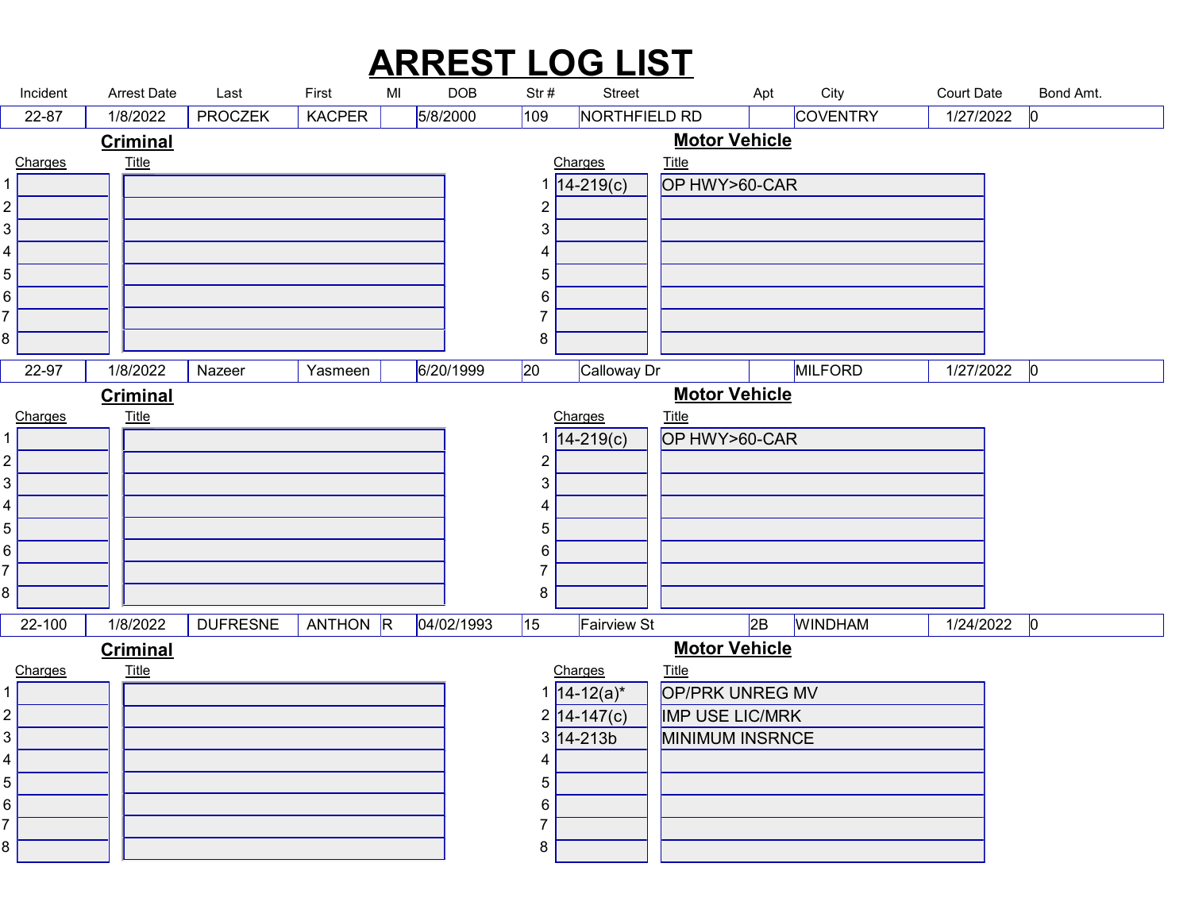# ARREST LOG LIST

| Incident | Arrest Date | Last | First | MI | DOB | Str # | Street | Apt | City | Court Date | Bond Amt. |
|---|---|---|---|---|---|---|---|---|---|---|---|
| 22-87 | 1/8/2022 | PROCZEK | KACPER | | 5/8/2000 | 109 | NORTHFIELD RD | | COVENTRY | 1/27/2022 | 0 |

**Criminal**

| | Charges | Title |
|---|---|---|
| 1 | | |
| 2 | | |
| 3 | | |
| 4 | | |
| 5 | | |
| 6 | | |
| 7 | | |
| 8 | | |

**Motor Vehicle**

| | Charges | Title |
|---|---|---|
| 1 | 14-219(c) | OP HWY>60-CAR |
| 2 | | |
| 3 | | |
| 4 | | |
| 5 | | |
| 6 | | |
| 7 | | |
| 8 | | |

| Incident | Arrest Date | Last | First | MI | DOB | Str # | Street | Apt | City | Court Date | Bond Amt. |
|---|---|---|---|---|---|---|---|---|---|---|---|
| 22-97 | 1/8/2022 | Nazeer | Yasmeen | | 6/20/1999 | 20 | Calloway Dr | | MILFORD | 1/27/2022 | 0 |

**Criminal**

| | Charges | Title |
|---|---|---|
| 1 | | |
| 2 | | |
| 3 | | |
| 4 | | |
| 5 | | |
| 6 | | |
| 7 | | |
| 8 | | |

**Motor Vehicle**

| | Charges | Title |
|---|---|---|
| 1 | 14-219(c) | OP HWY>60-CAR |
| 2 | | |
| 3 | | |
| 4 | | |
| 5 | | |
| 6 | | |
| 7 | | |
| 8 | | |

| Incident | Arrest Date | Last | First | MI | DOB | Str # | Street | Apt | City | Court Date | Bond Amt. |
|---|---|---|---|---|---|---|---|---|---|---|---|
| 22-100 | 1/8/2022 | DUFRESNE | ANTHON | R | 04/02/1993 | 15 | Fairview St | 2B | WINDHAM | 1/24/2022 | 0 |

**Criminal**

| | Charges | Title |
|---|---|---|
| 1 | | |
| 2 | | |
| 3 | | |
| 4 | | |
| 5 | | |
| 6 | | |
| 7 | | |
| 8 | | |

**Motor Vehicle**

| | Charges | Title |
|---|---|---|
| 1 | 14-12(a)* | OP/PRK UNREG MV |
| 2 | 14-147(c) | IMP USE LIC/MRK |
| 3 | 14-213b | MINIMUM INSRNCE |
| 4 | | |
| 5 | | |
| 6 | | |
| 7 | | |
| 8 | | |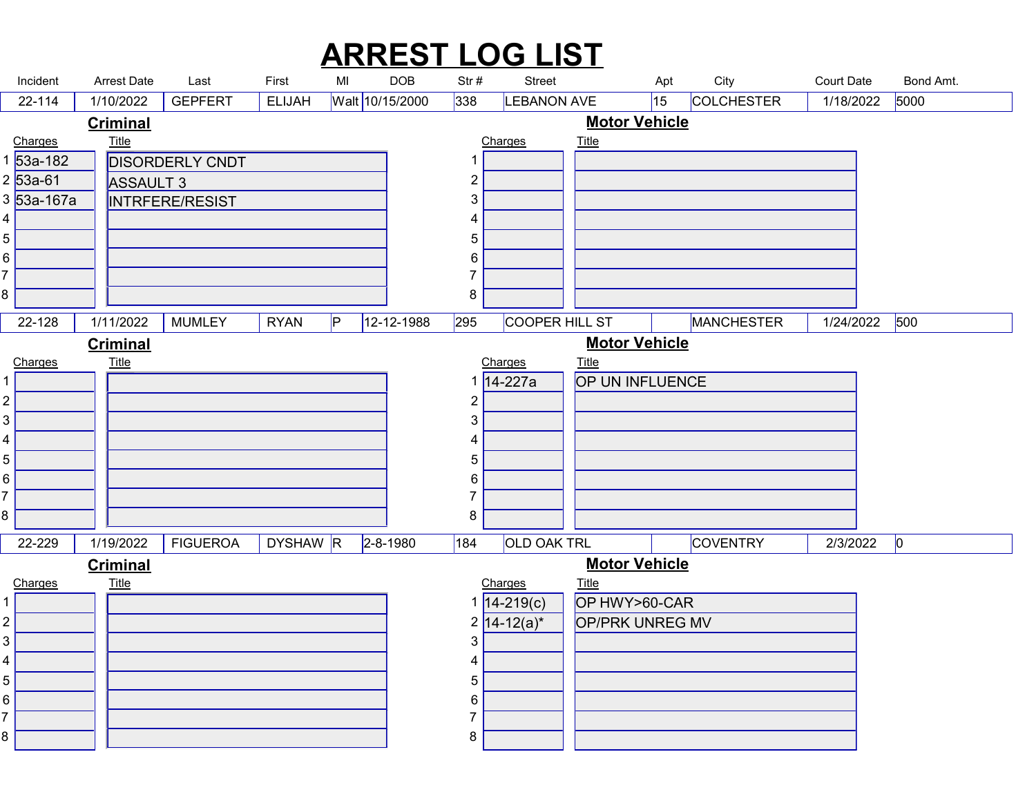# ARREST LOG LIST

| Incident | Arrest Date | Last | First | MI | DOB | Str # | Street | Apt | City | Court Date | Bond Amt. |
|---|---|---|---|---|---|---|---|---|---|---|---|
| 22-114 | 1/10/2022 | GEPFERT | ELIJAH | Walt | 10/15/2000 | 338 | LEBANON AVE | 15 | COLCHESTER | 1/18/2022 | 5000 |

**Criminal**

| | Charges | Title |
|---|---|---|
| 1 | 53a-182 | DISORDERLY CNDT |
| 2 | 53a-61 | ASSAULT 3 |
| 3 | 53a-167a | INTRFERE/RESIST |
| 4 | | |
| 5 | | |
| 6 | | |
| 7 | | |
| 8 | | |

**Motor Vehicle**

| | Charges | Title |
|---|---|---|
| 1 | | |
| 2 | | |
| 3 | | |
| 4 | | |
| 5 | | |
| 6 | | |
| 7 | | |
| 8 | | |

| Incident | Arrest Date | Last | First | MI | DOB | Str # | Street | Apt | City | Court Date | Bond Amt. |
|---|---|---|---|---|---|---|---|---|---|---|---|
| 22-128 | 1/11/2022 | MUMLEY | RYAN | P | 12-12-1988 | 295 | COOPER HILL ST | | MANCHESTER | 1/24/2022 | 500 |

**Criminal**

| | Charges | Title |
|---|---|---|
| 1 | | |
| 2 | | |
| 3 | | |
| 4 | | |
| 5 | | |
| 6 | | |
| 7 | | |
| 8 | | |

**Motor Vehicle**

| | Charges | Title |
|---|---|---|
| 1 | 14-227a | OP UN INFLUENCE |
| 2 | | |
| 3 | | |
| 4 | | |
| 5 | | |
| 6 | | |
| 7 | | |
| 8 | | |

| Incident | Arrest Date | Last | First | MI | DOB | Str # | Street | Apt | City | Court Date | Bond Amt. |
|---|---|---|---|---|---|---|---|---|---|---|---|
| 22-229 | 1/19/2022 | FIGUEROA | DYSHAW | R | 2-8-1980 | 184 | OLD OAK TRL | | COVENTRY | 2/3/2022 | 0 |

**Criminal**

| | Charges | Title |
|---|---|---|
| 1 | | |
| 2 | | |
| 3 | | |
| 4 | | |
| 5 | | |
| 6 | | |
| 7 | | |
| 8 | | |

**Motor Vehicle**

| | Charges | Title |
|---|---|---|
| 1 | 14-219(c) | OP HWY>60-CAR |
| 2 | 14-12(a)* | OP/PRK UNREG MV |
| 3 | | |
| 4 | | |
| 5 | | |
| 6 | | |
| 7 | | |
| 8 | | |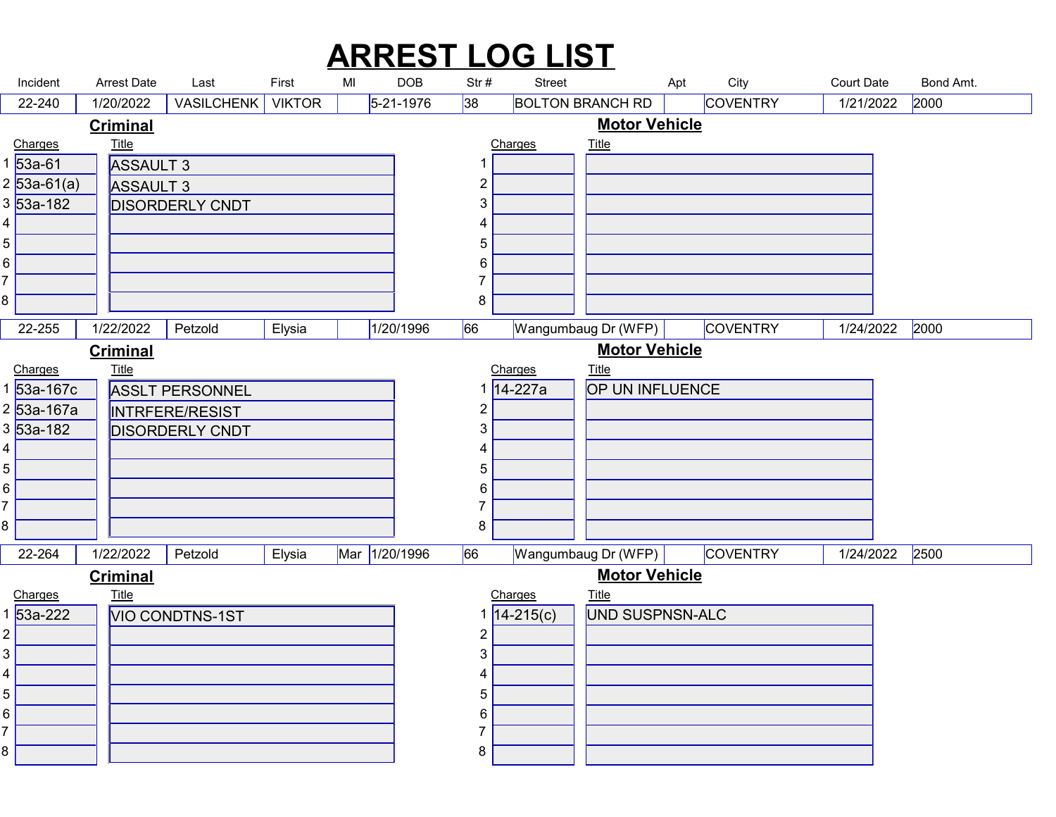# ARREST LOG LIST

| Incident | Arrest Date | Last | First | MI | DOB | Str # | Street | Apt | City | Court Date | Bond Amt. |
|---|---|---|---|---|---|---|---|---|---|---|---|
| 22-240 | 1/20/2022 | VASILCHENK | VIKTOR | | 5-21-1976 | 38 | BOLTON BRANCH RD | | COVENTRY | 1/21/2022 | 2000 |

**Criminal**

| | Charges | Title |
|---|---|---|
| 1 | 53a-61 | ASSAULT 3 |
| 2 | 53a-61(a) | ASSAULT 3 |
| 3 | 53a-182 | DISORDERLY CNDT |
| 4 | | |
| 5 | | |
| 6 | | |
| 7 | | |
| 8 | | |

**Motor Vehicle**

| | Charges | Title |
|---|---|---|
| 1 | | |
| 2 | | |
| 3 | | |
| 4 | | |
| 5 | | |
| 6 | | |
| 7 | | |
| 8 | | |

| Incident | Arrest Date | Last | First | MI | DOB | Str # | Street | Apt | City | Court Date | Bond Amt. |
|---|---|---|---|---|---|---|---|---|---|---|---|
| 22-255 | 1/22/2022 | Petzold | Elysia | | 1/20/1996 | 66 | Wangumbaug Dr (WFP) | | COVENTRY | 1/24/2022 | 2000 |

**Criminal**

| | Charges | Title |
|---|---|---|
| 1 | 53a-167c | ASSLT PERSONNEL |
| 2 | 53a-167a | INTRFERE/RESIST |
| 3 | 53a-182 | DISORDERLY CNDT |
| 4 | | |
| 5 | | |
| 6 | | |
| 7 | | |
| 8 | | |

**Motor Vehicle**

| | Charges | Title |
|---|---|---|
| 1 | 14-227a | OP UN INFLUENCE |
| 2 | | |
| 3 | | |
| 4 | | |
| 5 | | |
| 6 | | |
| 7 | | |
| 8 | | |

| Incident | Arrest Date | Last | First | MI | DOB | Str # | Street | Apt | City | Court Date | Bond Amt. |
|---|---|---|---|---|---|---|---|---|---|---|---|
| 22-264 | 1/22/2022 | Petzold | Elysia | Mar | 1/20/1996 | 66 | Wangumbaug Dr (WFP) | | COVENTRY | 1/24/2022 | 2500 |

**Criminal**

| | Charges | Title |
|---|---|---|
| 1 | 53a-222 | VIO CONDTNS-1ST |
| 2 | | |
| 3 | | |
| 4 | | |
| 5 | | |
| 6 | | |
| 7 | | |
| 8 | | |

**Motor Vehicle**

| | Charges | Title |
|---|---|---|
| 1 | 14-215(c) | UND SUSPNSN-ALC |
| 2 | | |
| 3 | | |
| 4 | | |
| 5 | | |
| 6 | | |
| 7 | | |
| 8 | | |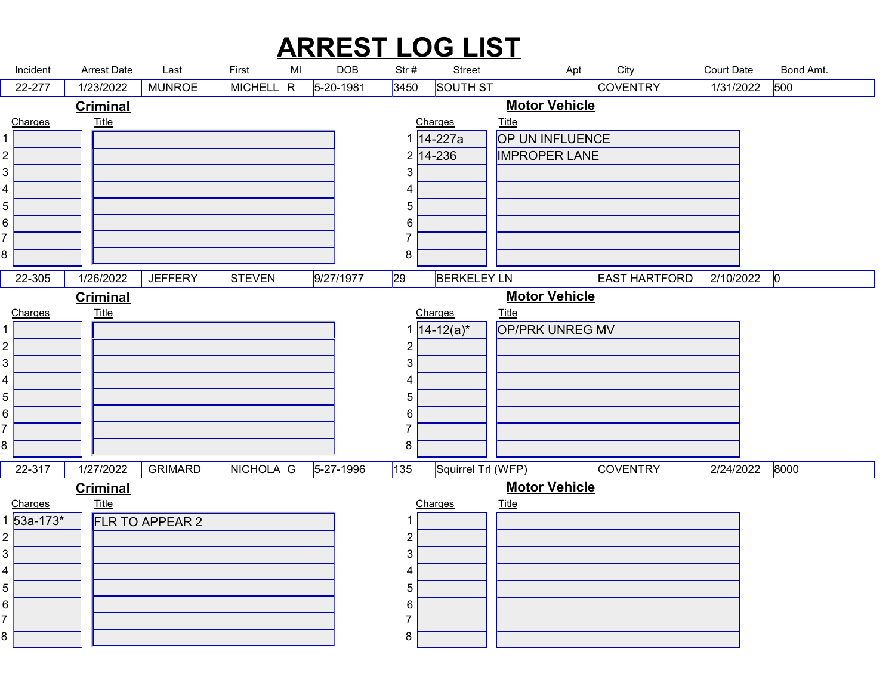# ARREST LOG LIST

| Incident | Arrest Date | Last | First | MI | DOB | Str # | Street | Apt | City | Court Date | Bond Amt. |
|---|---|---|---|---|---|---|---|---|---|---|---|
| 22-277 | 1/23/2022 | MUNROE | MICHELL | R | 5-20-1981 | 3450 | SOUTH ST | | COVENTRY | 1/31/2022 | 500 |

**Criminal**

| | Charges | Title |
|---|---|---|
| 1 | | |
| 2 | | |
| 3 | | |
| 4 | | |
| 5 | | |
| 6 | | |
| 7 | | |
| 8 | | |

**Motor Vehicle**

| | Charges | Title |
|---|---|---|
| 1 | 14-227a | OP UN INFLUENCE |
| 2 | 14-236 | IMPROPER LANE |
| 3 | | |
| 4 | | |
| 5 | | |
| 6 | | |
| 7 | | |
| 8 | | |

| Incident | Arrest Date | Last | First | MI | DOB | Str # | Street | Apt | City | Court Date | Bond Amt. |
|---|---|---|---|---|---|---|---|---|---|---|---|
| 22-305 | 1/26/2022 | JEFFERY | STEVEN | | 9/27/1977 | 29 | BERKELEY LN | | EAST HARTFORD | 2/10/2022 | 0 |

**Criminal**

| | Charges | Title |
|---|---|---|
| 1 | | |
| 2 | | |
| 3 | | |
| 4 | | |
| 5 | | |
| 6 | | |
| 7 | | |
| 8 | | |

**Motor Vehicle**

| | Charges | Title |
|---|---|---|
| 1 | 14-12(a)* | OP/PRK UNREG MV |
| 2 | | |
| 3 | | |
| 4 | | |
| 5 | | |
| 6 | | |
| 7 | | |
| 8 | | |

| Incident | Arrest Date | Last | First | MI | DOB | Str # | Street | Apt | City | Court Date | Bond Amt. |
|---|---|---|---|---|---|---|---|---|---|---|---|
| 22-317 | 1/27/2022 | GRIMARD | NICHOLA | G | 5-27-1996 | 135 | Squirrel Trl (WFP) | | COVENTRY | 2/24/2022 | 8000 |

**Criminal**

| | Charges | Title |
|---|---|---|
| 1 | 53a-173* | FLR TO APPEAR 2 |
| 2 | | |
| 3 | | |
| 4 | | |
| 5 | | |
| 6 | | |
| 7 | | |
| 8 | | |

**Motor Vehicle**

| | Charges | Title |
|---|---|---|
| 1 | | |
| 2 | | |
| 3 | | |
| 4 | | |
| 5 | | |
| 6 | | |
| 7 | | |
| 8 | | |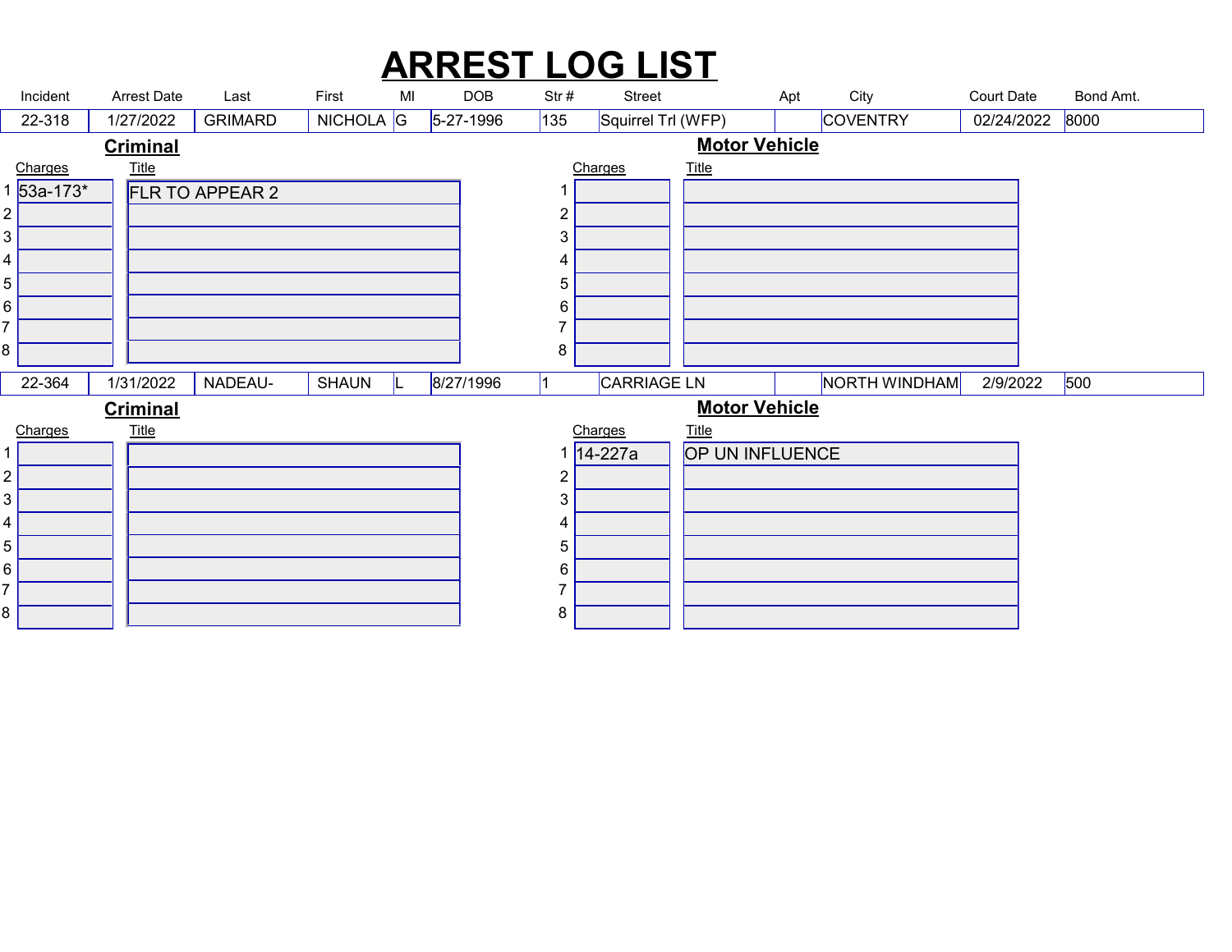# ARREST LOG LIST

| Incident | Arrest Date | Last | First | MI | DOB | Str # | Street | Apt | City | Court Date | Bond Amt. |
|---|---|---|---|---|---|---|---|---|---|---|---|
| 22-318 | 1/27/2022 | GRIMARD | NICHOLA | G | 5-27-1996 | 135 | Squirrel Trl (WFP) | | COVENTRY | 02/24/2022 | 8000 |

**Criminal**

| | Charges | Title |
|---|---|---|
| 1 | 53a-173* | FLR TO APPEAR 2 |
| 2 | | |
| 3 | | |
| 4 | | |
| 5 | | |
| 6 | | |
| 7 | | |
| 8 | | |

**Motor Vehicle**

| | Charges | Title |
|---|---|---|
| 1 | | |
| 2 | | |
| 3 | | |
| 4 | | |
| 5 | | |
| 6 | | |
| 7 | | |
| 8 | | |

| Incident | Arrest Date | Last | First | MI | DOB | Str # | Street | Apt | City | Court Date | Bond Amt. |
|---|---|---|---|---|---|---|---|---|---|---|---|
| 22-364 | 1/31/2022 | NADEAU- | SHAUN | L | 8/27/1996 | 1 | CARRIAGE LN | | NORTH WINDHAM | 2/9/2022 | 500 |

**Criminal**

| | Charges | Title |
|---|---|---|
| 1 | | |
| 2 | | |
| 3 | | |
| 4 | | |
| 5 | | |
| 6 | | |
| 7 | | |
| 8 | | |

**Motor Vehicle**

| | Charges | Title |
|---|---|---|
| 1 | 14-227a | OP UN INFLUENCE |
| 2 | | |
| 3 | | |
| 4 | | |
| 5 | | |
| 6 | | |
| 7 | | |
| 8 | | |